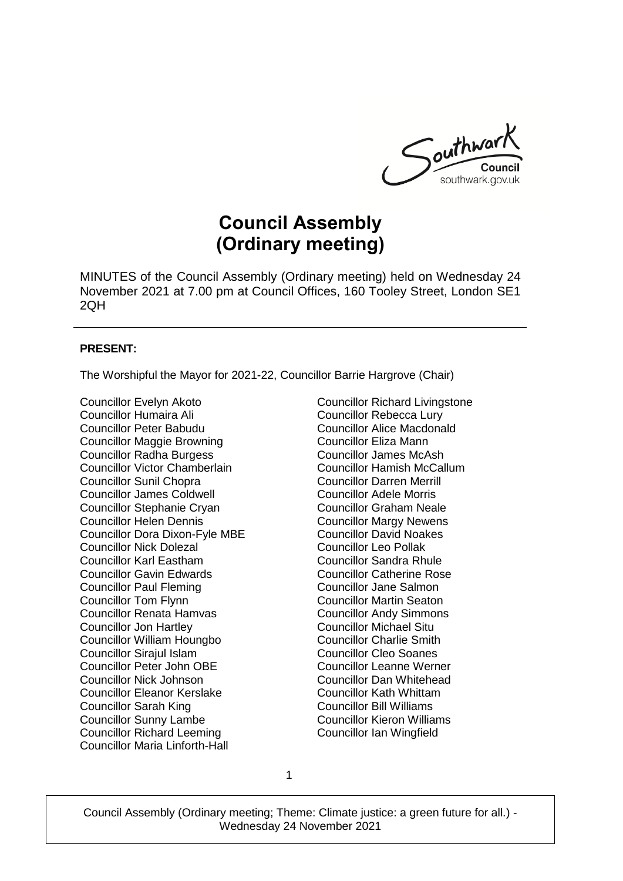# Council Assembly (Ordinary meeting)

MINUTES of the Council Assembly (Ordinary meeting) held on Wednesday 24 November 2021 at 7.00 pm at Council Offices, 160 Tooley Street, London SE1 2QH

**PRESENT:**

The Worshipful the Mayor for 2021-22, Councillor Barrie Hargrove (Chair)

Councillor Evelyn Akoto
Councillor Humaira Ali
Councillor Peter Babudu
Councillor Maggie Browning
Councillor Radha Burgess
Councillor Victor Chamberlain
Councillor Sunil Chopra
Councillor James Coldwell
Councillor Stephanie Cryan
Councillor Helen Dennis
Councillor Dora Dixon-Fyle MBE
Councillor Nick Dolezal
Councillor Karl Eastham
Councillor Gavin Edwards
Councillor Paul Fleming
Councillor Tom Flynn
Councillor Renata Hamvas
Councillor Jon Hartley
Councillor William Houngbo
Councillor Sirajul Islam
Councillor Peter John OBE
Councillor Nick Johnson
Councillor Eleanor Kerslake
Councillor Sarah King
Councillor Sunny Lambe
Councillor Richard Leeming
Councillor Maria Linforth-Hall
Councillor Richard Livingstone
Councillor Rebecca Lury
Councillor Alice Macdonald
Councillor Eliza Mann
Councillor James McAsh
Councillor Hamish McCallum
Councillor Darren Merrill
Councillor Adele Morris
Councillor Graham Neale
Councillor Margy Newens
Councillor David Noakes
Councillor Leo Pollak
Councillor Sandra Rhule
Councillor Catherine Rose
Councillor Jane Salmon
Councillor Martin Seaton
Councillor Andy Simmons
Councillor Michael Situ
Councillor Charlie Smith
Councillor Cleo Soanes
Councillor Leanne Werner
Councillor Dan Whitehead
Councillor Kath Whittam
Councillor Bill Williams
Councillor Kieron Williams
Councillor Ian Wingfield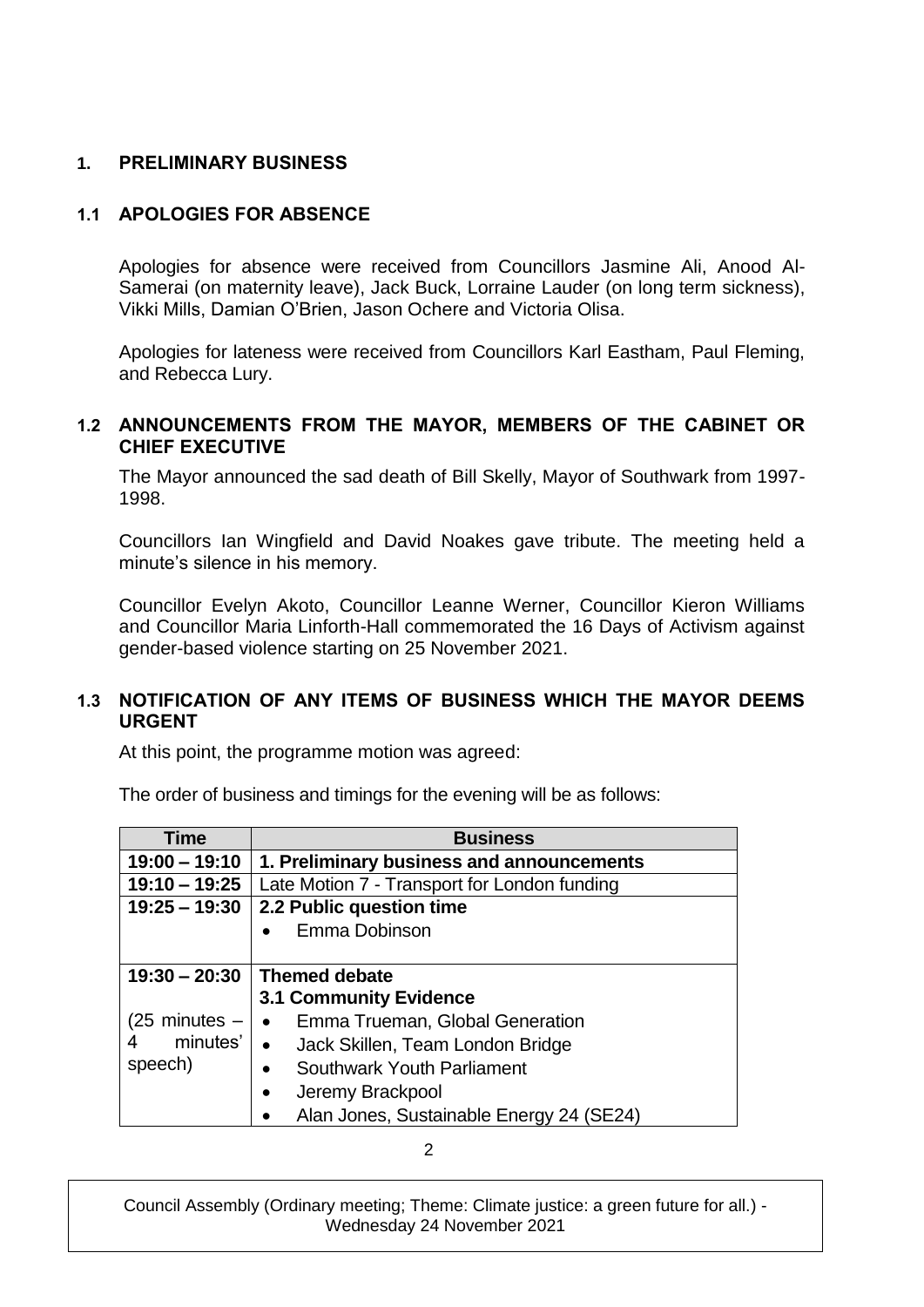## 1. PRELIMINARY BUSINESS

### 1.1 APOLOGIES FOR ABSENCE

Apologies for absence were received from Councillors Jasmine Ali, Anood Al-Samerai (on maternity leave), Jack Buck, Lorraine Lauder (on long term sickness), Vikki Mills, Damian O'Brien, Jason Ochere and Victoria Olisa.

Apologies for lateness were received from Councillors Karl Eastham, Paul Fleming, and Rebecca Lury.

### 1.2 ANNOUNCEMENTS FROM THE MAYOR, MEMBERS OF THE CABINET OR CHIEF EXECUTIVE

The Mayor announced the sad death of Bill Skelly, Mayor of Southwark from 1997-1998.

Councillors Ian Wingfield and David Noakes gave tribute. The meeting held a minute's silence in his memory.

Councillor Evelyn Akoto, Councillor Leanne Werner, Councillor Kieron Williams and Councillor Maria Linforth-Hall commemorated the 16 Days of Activism against gender-based violence starting on 25 November 2021.

### 1.3 NOTIFICATION OF ANY ITEMS OF BUSINESS WHICH THE MAYOR DEEMS URGENT

At this point, the programme motion was agreed:

The order of business and timings for the evening will be as follows:

| Time | Business |
|---|---|
| **19:00 – 19:10** | **1. Preliminary business and announcements** |
| **19:10 – 19:25** | Late Motion 7 - Transport for London funding |
| **19:25 – 19:30** | **2.2 Public question time**<br>• Emma Dobinson |
| **19:30 – 20:30**<br><br>(25 minutes – 4 minutes' speech) | **Themed debate**<br>**3.1 Community Evidence**<br>• Emma Trueman, Global Generation<br>• Jack Skillen, Team London Bridge<br>• Southwark Youth Parliament<br>• Jeremy Brackpool<br>• Alan Jones, Sustainable Energy 24 (SE24) |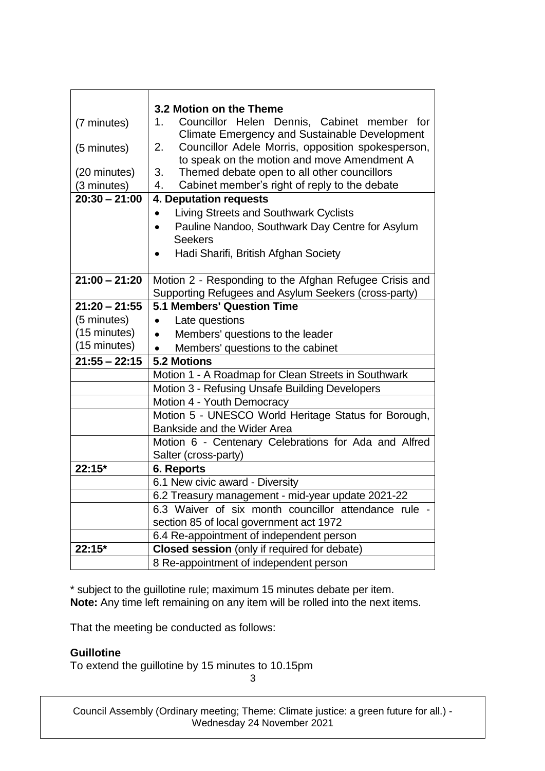| | |
|---|---|
| | **3.2 Motion on the Theme** |
| (7 minutes) | 1. Councillor Helen Dennis, Cabinet member for Climate Emergency and Sustainable Development |
| (5 minutes) | 2. Councillor Adele Morris, opposition spokesperson, to speak on the motion and move Amendment A |
| (20 minutes) | 3. Themed debate open to all other councillors |
| (3 minutes) | 4. Cabinet member's right of reply to the debate |
| **20:30 – 21:00** | **4. Deputation requests**<br>• Living Streets and Southwark Cyclists<br>• Pauline Nandoo, Southwark Day Centre for Asylum Seekers<br>• Hadi Sharifi, British Afghan Society |
| **21:00 – 21:20** | Motion 2 - Responding to the Afghan Refugee Crisis and Supporting Refugees and Asylum Seekers (cross-party) |
| **21:20 – 21:55** | **5.1 Members' Question Time** |
| (5 minutes) | • Late questions |
| (15 minutes) | • Members' questions to the leader |
| (15 minutes) | • Members' questions to the cabinet |
| **21:55 – 22:15** | **5.2 Motions** |
| | Motion 1 - A Roadmap for Clean Streets in Southwark |
| | Motion 3 - Refusing Unsafe Building Developers |
| | Motion 4 - Youth Democracy |
| | Motion 5 - UNESCO World Heritage Status for Borough, Bankside and the Wider Area |
| | Motion 6 - Centenary Celebrations for Ada and Alfred Salter (cross-party) |
| **22:15*** | **6. Reports** |
| | 6.1 New civic award - Diversity |
| | 6.2 Treasury management - mid-year update 2021-22 |
| | 6.3 Waiver of six month councillor attendance rule - section 85 of local government act 1972 |
| | 6.4 Re-appointment of independent person |
| **22:15*** | **Closed session** (only if required for debate) |
| | 8 Re-appointment of independent person |

* subject to the guillotine rule; maximum 15 minutes debate per item.
**Note:** Any time left remaining on any item will be rolled into the next items.

That the meeting be conducted as follows:

**Guillotine**
To extend the guillotine by 15 minutes to 10.15pm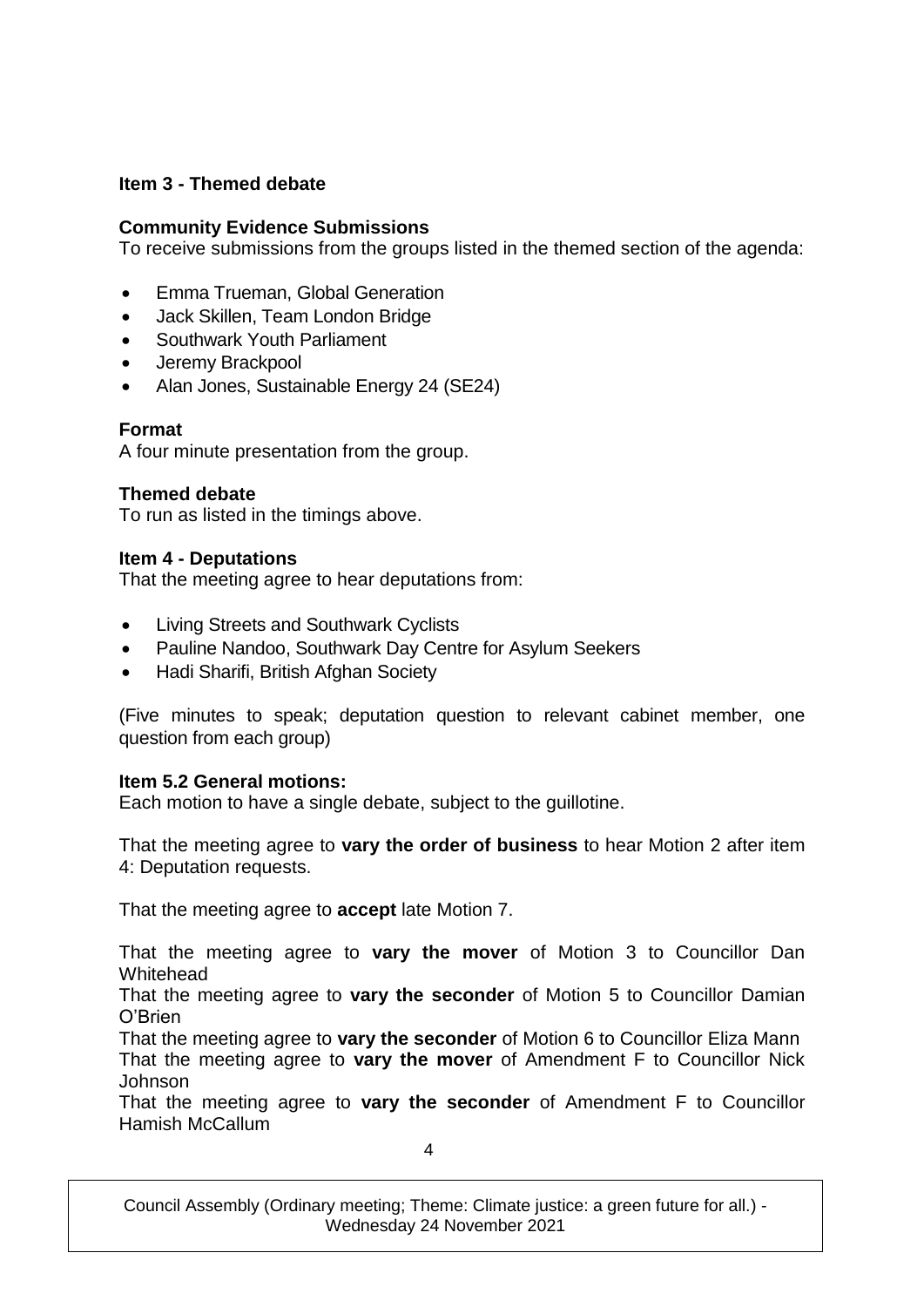**Item 3 - Themed debate**

**Community Evidence Submissions**
To receive submissions from the groups listed in the themed section of the agenda:

- Emma Trueman, Global Generation
- Jack Skillen, Team London Bridge
- Southwark Youth Parliament
- Jeremy Brackpool
- Alan Jones, Sustainable Energy 24 (SE24)

**Format**
A four minute presentation from the group.

**Themed debate**
To run as listed in the timings above.

**Item 4 - Deputations**
That the meeting agree to hear deputations from:

- Living Streets and Southwark Cyclists
- Pauline Nandoo, Southwark Day Centre for Asylum Seekers
- Hadi Sharifi, British Afghan Society

(Five minutes to speak; deputation question to relevant cabinet member, one question from each group)

**Item 5.2 General motions:**
Each motion to have a single debate, subject to the guillotine.

That the meeting agree to **vary the order of business** to hear Motion 2 after item 4: Deputation requests.

That the meeting agree to **accept** late Motion 7.

That the meeting agree to **vary the mover** of Motion 3 to Councillor Dan Whitehead
That the meeting agree to **vary the seconder** of Motion 5 to Councillor Damian O'Brien
That the meeting agree to **vary the seconder** of Motion 6 to Councillor Eliza Mann
That the meeting agree to **vary the mover** of Amendment F to Councillor Nick Johnson
That the meeting agree to **vary the seconder** of Amendment F to Councillor Hamish McCallum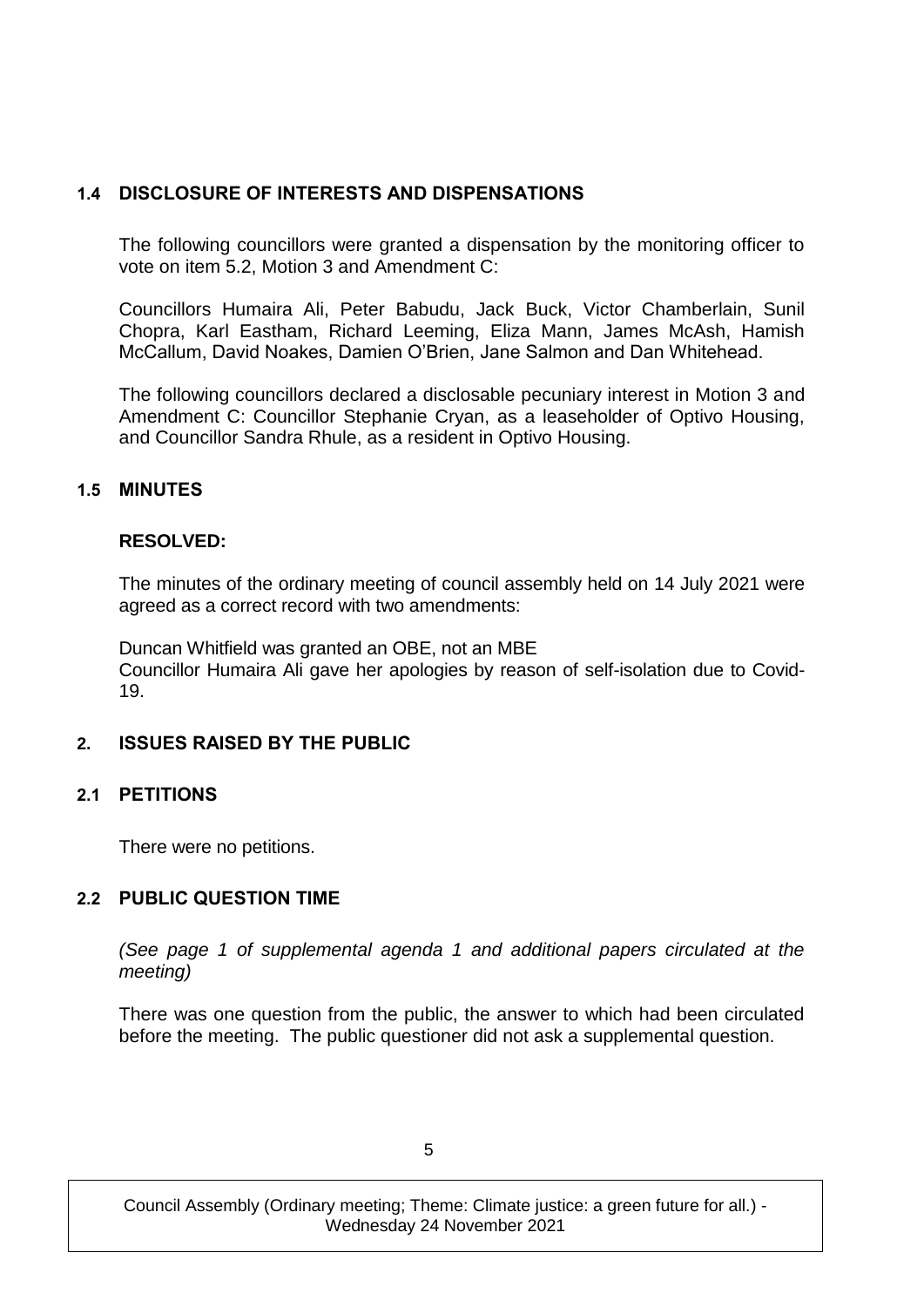### 1.4 DISCLOSURE OF INTERESTS AND DISPENSATIONS

The following councillors were granted a dispensation by the monitoring officer to vote on item 5.2, Motion 3 and Amendment C:

Councillors Humaira Ali, Peter Babudu, Jack Buck, Victor Chamberlain, Sunil Chopra, Karl Eastham, Richard Leeming, Eliza Mann, James McAsh, Hamish McCallum, David Noakes, Damien O'Brien, Jane Salmon and Dan Whitehead.

The following councillors declared a disclosable pecuniary interest in Motion 3 and Amendment C: Councillor Stephanie Cryan, as a leaseholder of Optivo Housing, and Councillor Sandra Rhule, as a resident in Optivo Housing.

### 1.5 MINUTES

**RESOLVED:**

The minutes of the ordinary meeting of council assembly held on 14 July 2021 were agreed as a correct record with two amendments:

Duncan Whitfield was granted an OBE, not an MBE
Councillor Humaira Ali gave her apologies by reason of self-isolation due to Covid-19.

## 2. ISSUES RAISED BY THE PUBLIC

### 2.1 PETITIONS

There were no petitions.

### 2.2 PUBLIC QUESTION TIME

*(See page 1 of supplemental agenda 1 and additional papers circulated at the meeting)*

There was one question from the public, the answer to which had been circulated before the meeting. The public questioner did not ask a supplemental question.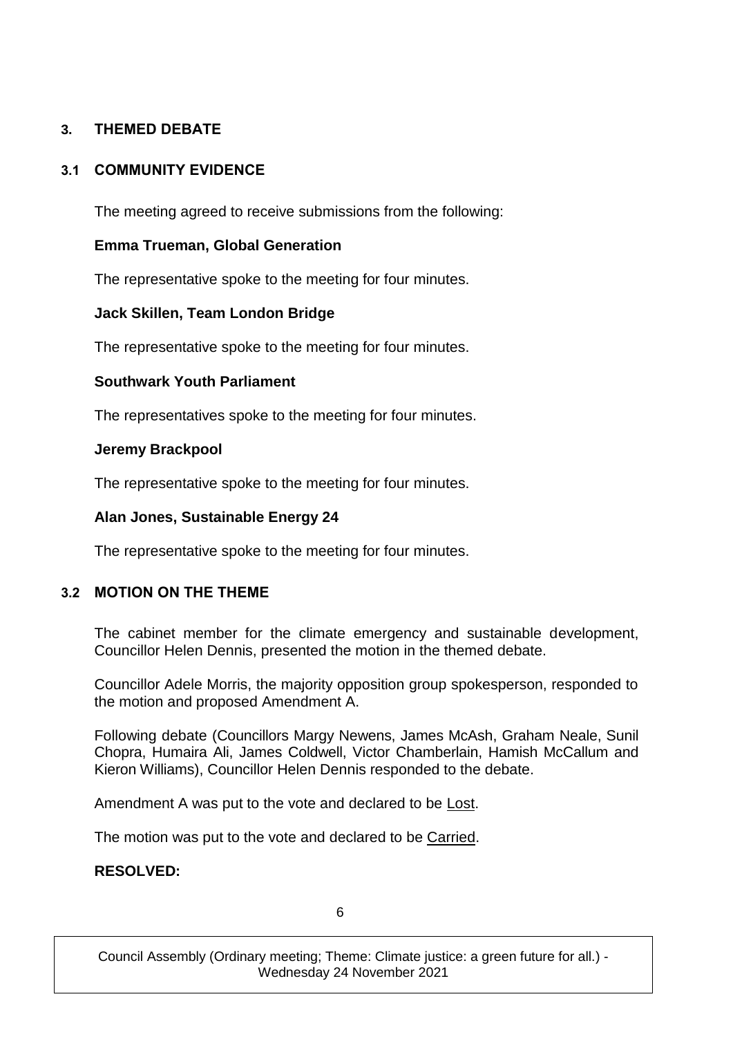## 3. THEMED DEBATE

### 3.1 COMMUNITY EVIDENCE

The meeting agreed to receive submissions from the following:

**Emma Trueman, Global Generation**

The representative spoke to the meeting for four minutes.

**Jack Skillen, Team London Bridge**

The representative spoke to the meeting for four minutes.

**Southwark Youth Parliament**

The representatives spoke to the meeting for four minutes.

**Jeremy Brackpool**

The representative spoke to the meeting for four minutes.

**Alan Jones, Sustainable Energy 24**

The representative spoke to the meeting for four minutes.

### 3.2 MOTION ON THE THEME

The cabinet member for the climate emergency and sustainable development, Councillor Helen Dennis, presented the motion in the themed debate.

Councillor Adele Morris, the majority opposition group spokesperson, responded to the motion and proposed Amendment A.

Following debate (Councillors Margy Newens, James McAsh, Graham Neale, Sunil Chopra, Humaira Ali, James Coldwell, Victor Chamberlain, Hamish McCallum and Kieron Williams), Councillor Helen Dennis responded to the debate.

Amendment A was put to the vote and declared to be Lost.

The motion was put to the vote and declared to be Carried.

**RESOLVED:**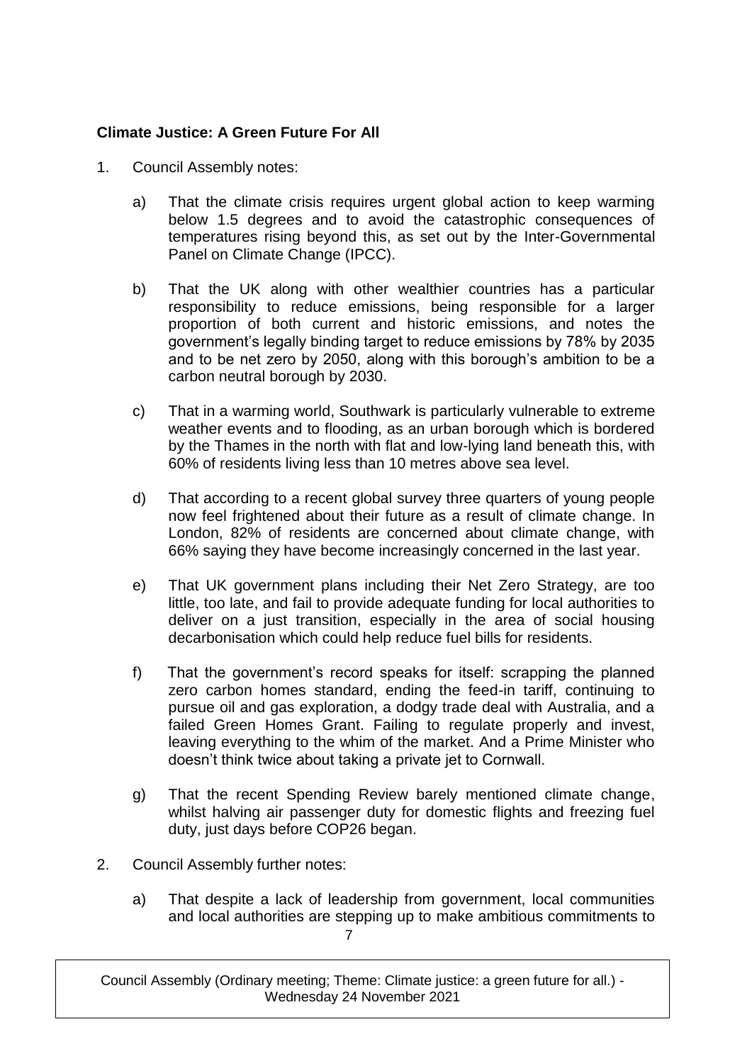**Climate Justice: A Green Future For All**

1. Council Assembly notes:

   a) That the climate crisis requires urgent global action to keep warming below 1.5 degrees and to avoid the catastrophic consequences of temperatures rising beyond this, as set out by the Inter-Governmental Panel on Climate Change (IPCC).

   b) That the UK along with other wealthier countries has a particular responsibility to reduce emissions, being responsible for a larger proportion of both current and historic emissions, and notes the government's legally binding target to reduce emissions by 78% by 2035 and to be net zero by 2050, along with this borough's ambition to be a carbon neutral borough by 2030.

   c) That in a warming world, Southwark is particularly vulnerable to extreme weather events and to flooding, as an urban borough which is bordered by the Thames in the north with flat and low-lying land beneath this, with 60% of residents living less than 10 metres above sea level.

   d) That according to a recent global survey three quarters of young people now feel frightened about their future as a result of climate change. In London, 82% of residents are concerned about climate change, with 66% saying they have become increasingly concerned in the last year.

   e) That UK government plans including their Net Zero Strategy, are too little, too late, and fail to provide adequate funding for local authorities to deliver on a just transition, especially in the area of social housing decarbonisation which could help reduce fuel bills for residents.

   f) That the government's record speaks for itself: scrapping the planned zero carbon homes standard, ending the feed-in tariff, continuing to pursue oil and gas exploration, a dodgy trade deal with Australia, and a failed Green Homes Grant. Failing to regulate properly and invest, leaving everything to the whim of the market. And a Prime Minister who doesn't think twice about taking a private jet to Cornwall.

   g) That the recent Spending Review barely mentioned climate change, whilst halving air passenger duty for domestic flights and freezing fuel duty, just days before COP26 began.

2. Council Assembly further notes:

   a) That despite a lack of leadership from government, local communities and local authorities are stepping up to make ambitious commitments to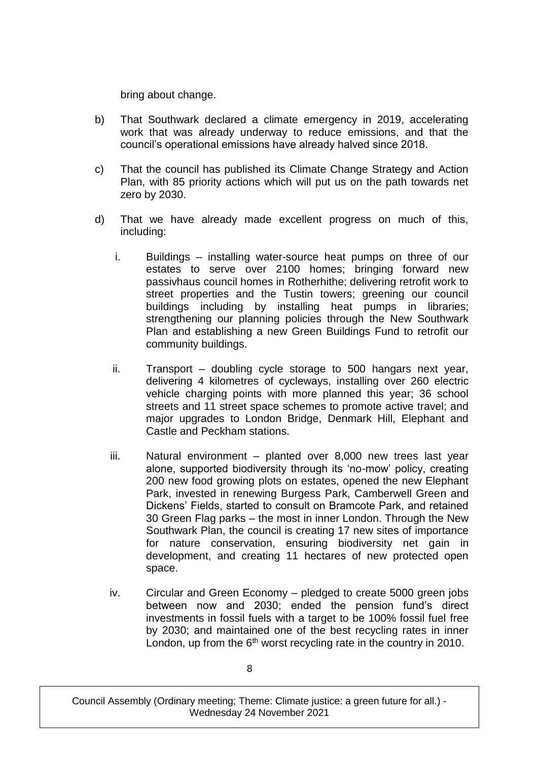bring about change.

b) That Southwark declared a climate emergency in 2019, accelerating work that was already underway to reduce emissions, and that the council's operational emissions have already halved since 2018.

c) That the council has published its Climate Change Strategy and Action Plan, with 85 priority actions which will put us on the path towards net zero by 2030.

d) That we have already made excellent progress on much of this, including:

   i. Buildings – installing water-source heat pumps on three of our estates to serve over 2100 homes; bringing forward new passivhaus council homes in Rotherhithe; delivering retrofit work to street properties and the Tustin towers; greening our council buildings including by installing heat pumps in libraries; strengthening our planning policies through the New Southwark Plan and establishing a new Green Buildings Fund to retrofit our community buildings.

   ii. Transport – doubling cycle storage to 500 hangars next year, delivering 4 kilometres of cycleways, installing over 260 electric vehicle charging points with more planned this year; 36 school streets and 11 street space schemes to promote active travel; and major upgrades to London Bridge, Denmark Hill, Elephant and Castle and Peckham stations.

   iii. Natural environment – planted over 8,000 new trees last year alone, supported biodiversity through its 'no-mow' policy, creating 200 new food growing plots on estates, opened the new Elephant Park, invested in renewing Burgess Park, Camberwell Green and Dickens' Fields, started to consult on Bramcote Park, and retained 30 Green Flag parks – the most in inner London. Through the New Southwark Plan, the council is creating 17 new sites of importance for nature conservation, ensuring biodiversity net gain in development, and creating 11 hectares of new protected open space.

   iv. Circular and Green Economy – pledged to create 5000 green jobs between now and 2030; ended the pension fund's direct investments in fossil fuels with a target to be 100% fossil fuel free by 2030; and maintained one of the best recycling rates in inner London, up from the 6th worst recycling rate in the country in 2010.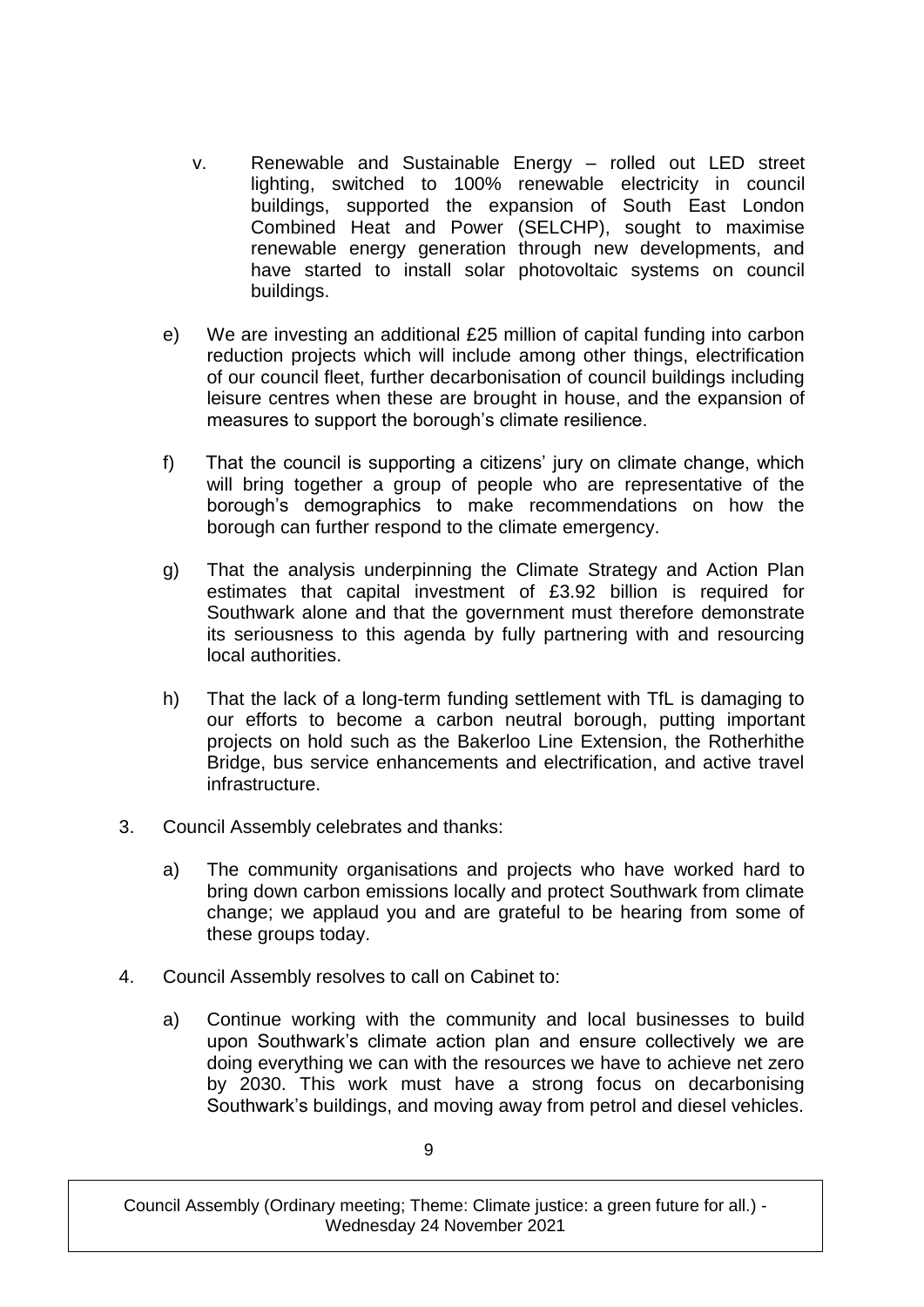v. Renewable and Sustainable Energy – rolled out LED street lighting, switched to 100% renewable electricity in council buildings, supported the expansion of South East London Combined Heat and Power (SELCHP), sought to maximise renewable energy generation through new developments, and have started to install solar photovoltaic systems on council buildings.

e) We are investing an additional £25 million of capital funding into carbon reduction projects which will include among other things, electrification of our council fleet, further decarbonisation of council buildings including leisure centres when these are brought in house, and the expansion of measures to support the borough's climate resilience.

f) That the council is supporting a citizens' jury on climate change, which will bring together a group of people who are representative of the borough's demographics to make recommendations on how the borough can further respond to the climate emergency.

g) That the analysis underpinning the Climate Strategy and Action Plan estimates that capital investment of £3.92 billion is required for Southwark alone and that the government must therefore demonstrate its seriousness to this agenda by fully partnering with and resourcing local authorities.

h) That the lack of a long-term funding settlement with TfL is damaging to our efforts to become a carbon neutral borough, putting important projects on hold such as the Bakerloo Line Extension, the Rotherhithe Bridge, bus service enhancements and electrification, and active travel infrastructure.

3. Council Assembly celebrates and thanks:

   a) The community organisations and projects who have worked hard to bring down carbon emissions locally and protect Southwark from climate change; we applaud you and are grateful to be hearing from some of these groups today.

4. Council Assembly resolves to call on Cabinet to:

   a) Continue working with the community and local businesses to build upon Southwark's climate action plan and ensure collectively we are doing everything we can with the resources we have to achieve net zero by 2030. This work must have a strong focus on decarbonising Southwark's buildings, and moving away from petrol and diesel vehicles.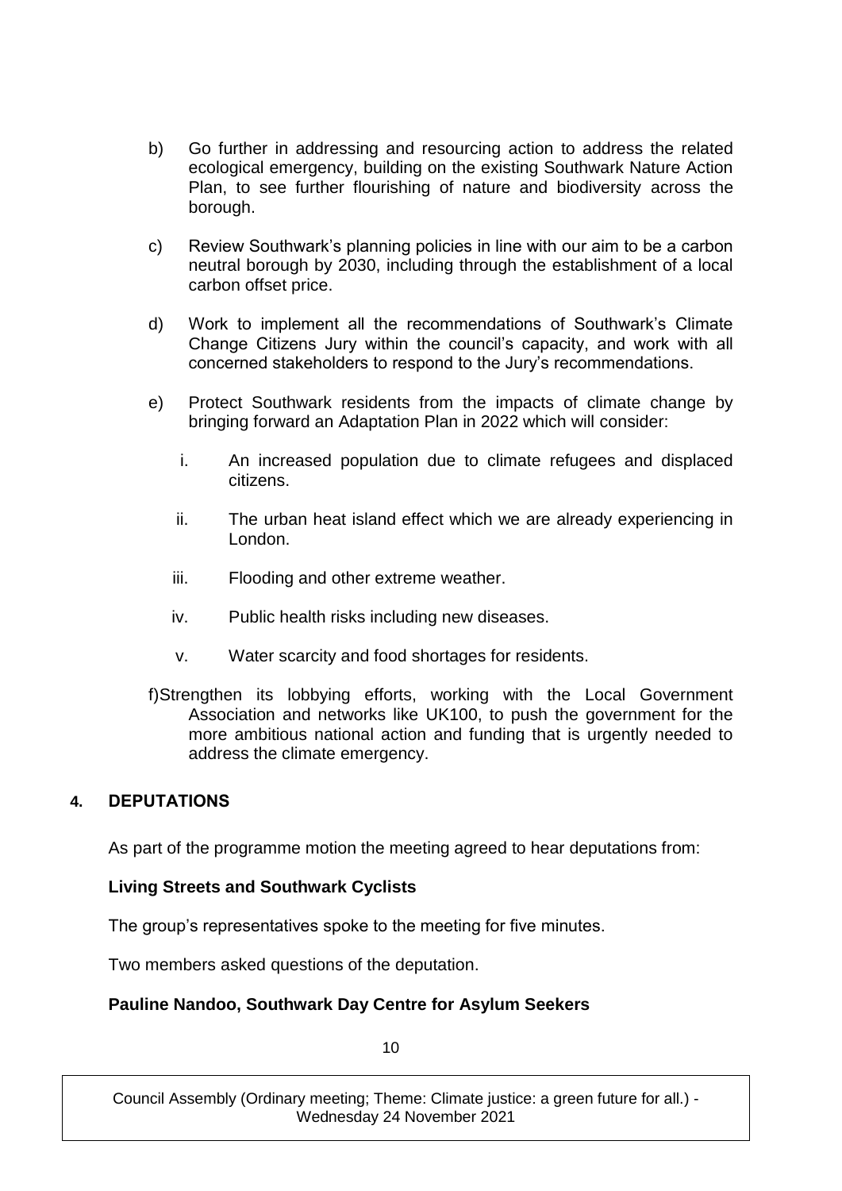b) Go further in addressing and resourcing action to address the related ecological emergency, building on the existing Southwark Nature Action Plan, to see further flourishing of nature and biodiversity across the borough.

c) Review Southwark's planning policies in line with our aim to be a carbon neutral borough by 2030, including through the establishment of a local carbon offset price.

d) Work to implement all the recommendations of Southwark's Climate Change Citizens Jury within the council's capacity, and work with all concerned stakeholders to respond to the Jury's recommendations.

e) Protect Southwark residents from the impacts of climate change by bringing forward an Adaptation Plan in 2022 which will consider:

   i. An increased population due to climate refugees and displaced citizens.

   ii. The urban heat island effect which we are already experiencing in London.

   iii. Flooding and other extreme weather.

   iv. Public health risks including new diseases.

   v. Water scarcity and food shortages for residents.

f) Strengthen its lobbying efforts, working with the Local Government Association and networks like UK100, to push the government for the more ambitious national action and funding that is urgently needed to address the climate emergency.

## 4. DEPUTATIONS

As part of the programme motion the meeting agreed to hear deputations from:

**Living Streets and Southwark Cyclists**

The group's representatives spoke to the meeting for five minutes.

Two members asked questions of the deputation.

**Pauline Nandoo, Southwark Day Centre for Asylum Seekers**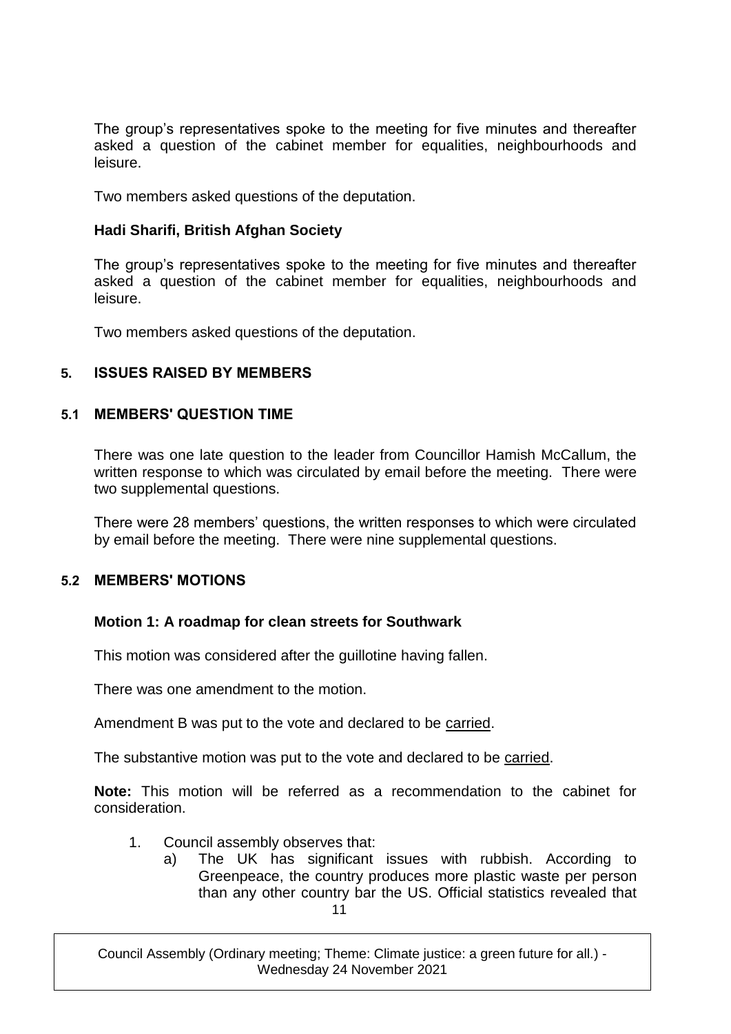The group's representatives spoke to the meeting for five minutes and thereafter asked a question of the cabinet member for equalities, neighbourhoods and leisure.

Two members asked questions of the deputation.

**Hadi Sharifi, British Afghan Society**

The group's representatives spoke to the meeting for five minutes and thereafter asked a question of the cabinet member for equalities, neighbourhoods and leisure.

Two members asked questions of the deputation.

## 5. ISSUES RAISED BY MEMBERS

### 5.1 MEMBERS' QUESTION TIME

There was one late question to the leader from Councillor Hamish McCallum, the written response to which was circulated by email before the meeting. There were two supplemental questions.

There were 28 members' questions, the written responses to which were circulated by email before the meeting. There were nine supplemental questions.

### 5.2 MEMBERS' MOTIONS

**Motion 1: A roadmap for clean streets for Southwark**

This motion was considered after the guillotine having fallen.

There was one amendment to the motion.

Amendment B was put to the vote and declared to be carried.

The substantive motion was put to the vote and declared to be carried.

**Note:** This motion will be referred as a recommendation to the cabinet for consideration.

1. Council assembly observes that:
   a) The UK has significant issues with rubbish. According to Greenpeace, the country produces more plastic waste per person than any other country bar the US. Official statistics revealed that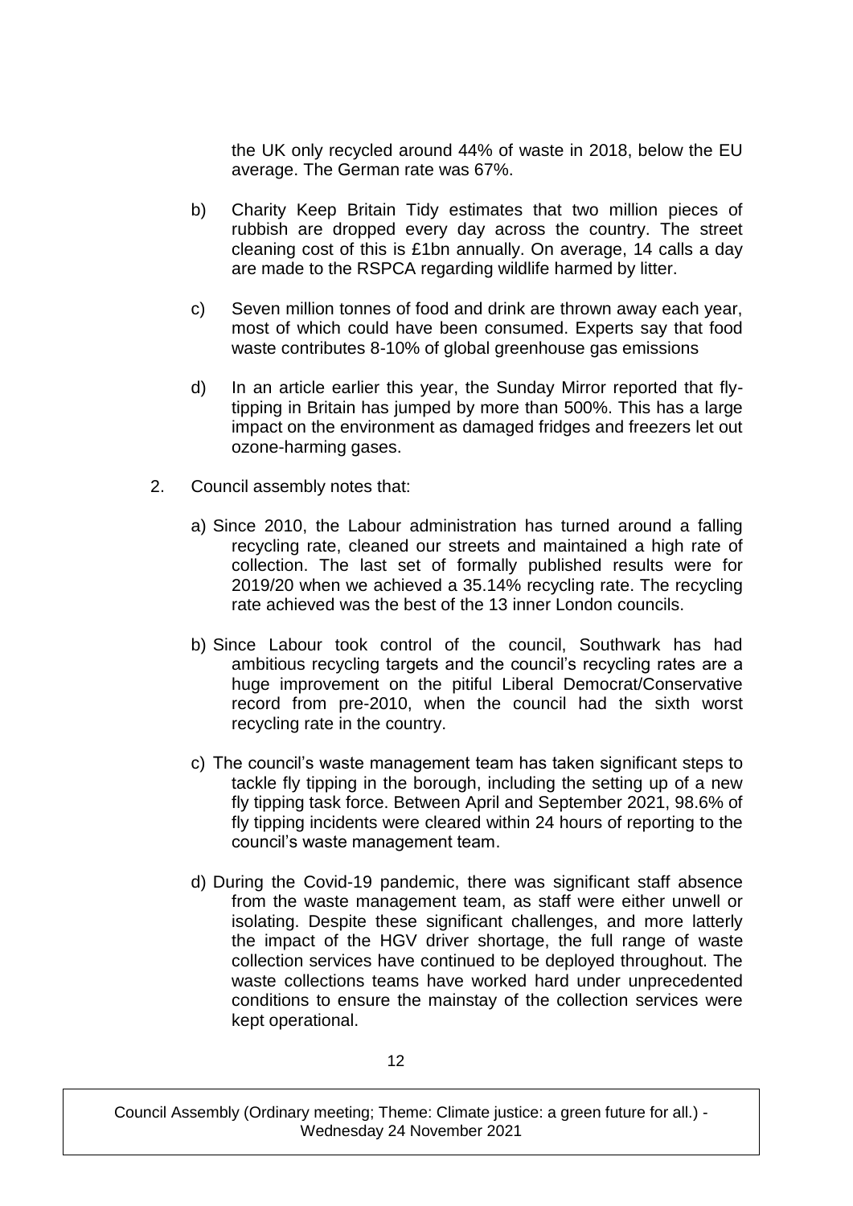the UK only recycled around 44% of waste in 2018, below the EU average. The German rate was 67%.

b) Charity Keep Britain Tidy estimates that two million pieces of rubbish are dropped every day across the country. The street cleaning cost of this is £1bn annually. On average, 14 calls a day are made to the RSPCA regarding wildlife harmed by litter.

c) Seven million tonnes of food and drink are thrown away each year, most of which could have been consumed. Experts say that food waste contributes 8-10% of global greenhouse gas emissions

d) In an article earlier this year, the Sunday Mirror reported that fly-tipping in Britain has jumped by more than 500%. This has a large impact on the environment as damaged fridges and freezers let out ozone-harming gases.

2. Council assembly notes that:

   a) Since 2010, the Labour administration has turned around a falling recycling rate, cleaned our streets and maintained a high rate of collection. The last set of formally published results were for 2019/20 when we achieved a 35.14% recycling rate. The recycling rate achieved was the best of the 13 inner London councils.

   b) Since Labour took control of the council, Southwark has had ambitious recycling targets and the council's recycling rates are a huge improvement on the pitiful Liberal Democrat/Conservative record from pre-2010, when the council had the sixth worst recycling rate in the country.

   c) The council's waste management team has taken significant steps to tackle fly tipping in the borough, including the setting up of a new fly tipping task force. Between April and September 2021, 98.6% of fly tipping incidents were cleared within 24 hours of reporting to the council's waste management team.

   d) During the Covid-19 pandemic, there was significant staff absence from the waste management team, as staff were either unwell or isolating. Despite these significant challenges, and more latterly the impact of the HGV driver shortage, the full range of waste collection services have continued to be deployed throughout. The waste collections teams have worked hard under unprecedented conditions to ensure the mainstay of the collection services were kept operational.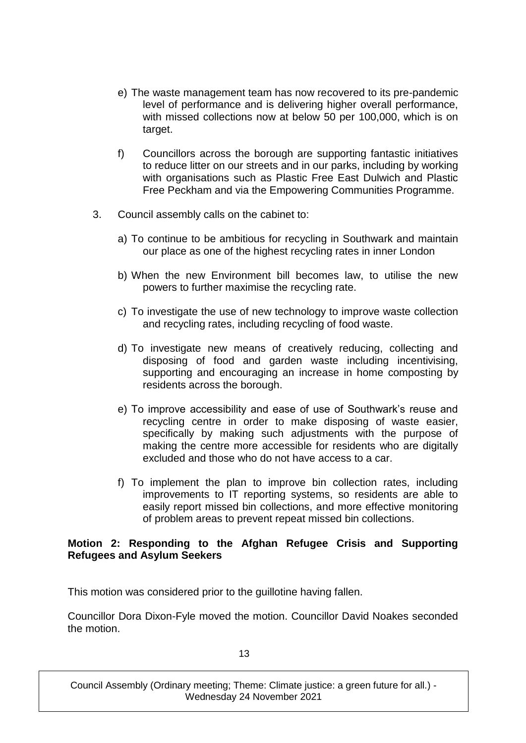e) The waste management team has now recovered to its pre-pandemic level of performance and is delivering higher overall performance, with missed collections now at below 50 per 100,000, which is on target.

f) Councillors across the borough are supporting fantastic initiatives to reduce litter on our streets and in our parks, including by working with organisations such as Plastic Free East Dulwich and Plastic Free Peckham and via the Empowering Communities Programme.

3. Council assembly calls on the cabinet to:

a) To continue to be ambitious for recycling in Southwark and maintain our place as one of the highest recycling rates in inner London

b) When the new Environment bill becomes law, to utilise the new powers to further maximise the recycling rate.

c) To investigate the use of new technology to improve waste collection and recycling rates, including recycling of food waste.

d) To investigate new means of creatively reducing, collecting and disposing of food and garden waste including incentivising, supporting and encouraging an increase in home composting by residents across the borough.

e) To improve accessibility and ease of use of Southwark's reuse and recycling centre in order to make disposing of waste easier, specifically by making such adjustments with the purpose of making the centre more accessible for residents who are digitally excluded and those who do not have access to a car.

f) To implement the plan to improve bin collection rates, including improvements to IT reporting systems, so residents are able to easily report missed bin collections, and more effective monitoring of problem areas to prevent repeat missed bin collections.

**Motion 2: Responding to the Afghan Refugee Crisis and Supporting Refugees and Asylum Seekers**

This motion was considered prior to the guillotine having fallen.

Councillor Dora Dixon-Fyle moved the motion. Councillor David Noakes seconded the motion.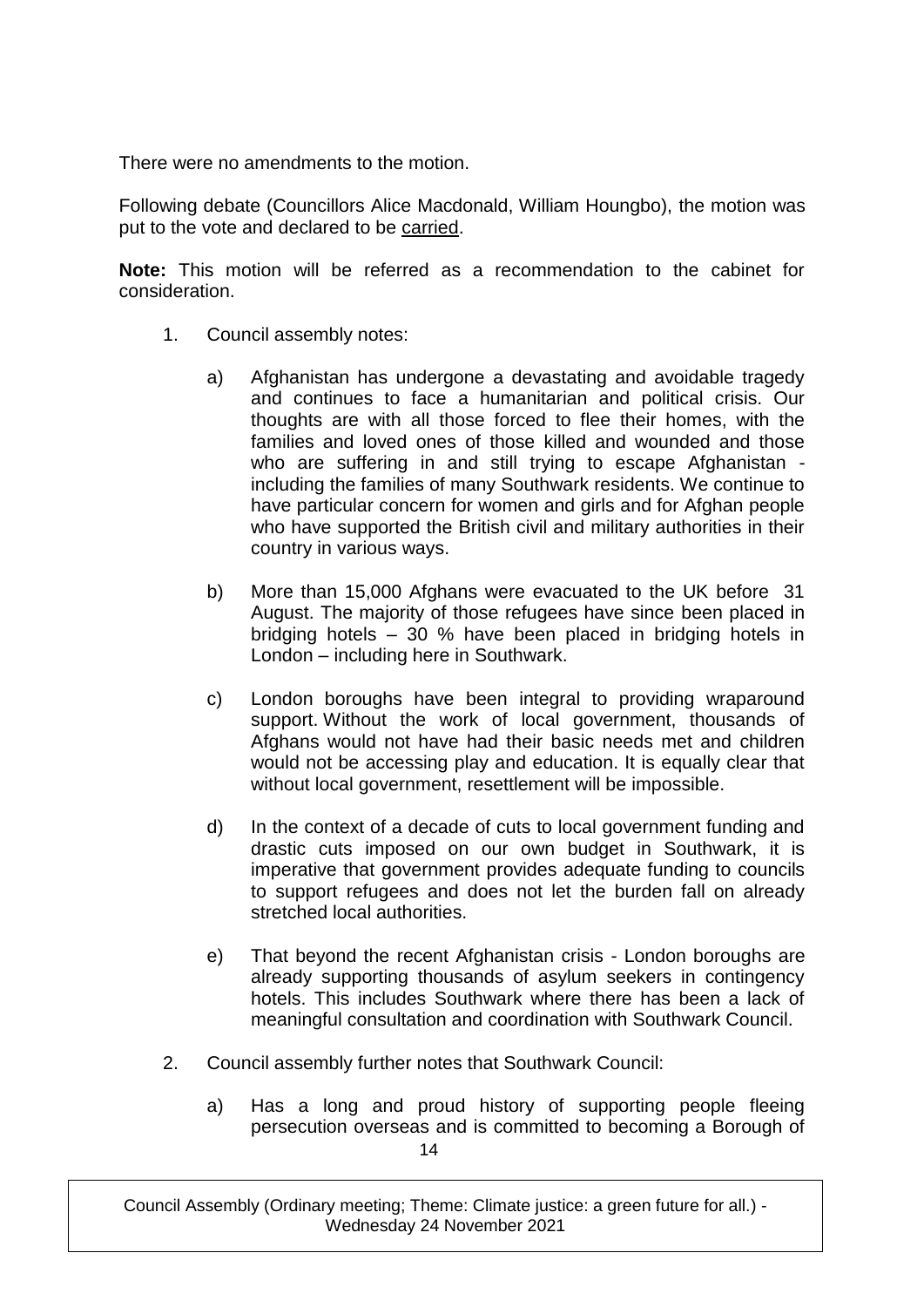There were no amendments to the motion.

Following debate (Councillors Alice Macdonald, William Houngbo), the motion was put to the vote and declared to be carried.

**Note:** This motion will be referred as a recommendation to the cabinet for consideration.

1. Council assembly notes:

    a) Afghanistan has undergone a devastating and avoidable tragedy and continues to face a humanitarian and political crisis. Our thoughts are with all those forced to flee their homes, with the families and loved ones of those killed and wounded and those who are suffering in and still trying to escape Afghanistan - including the families of many Southwark residents. We continue to have particular concern for women and girls and for Afghan people who have supported the British civil and military authorities in their country in various ways.

    b) More than 15,000 Afghans were evacuated to the UK before 31 August. The majority of those refugees have since been placed in bridging hotels – 30 % have been placed in bridging hotels in London – including here in Southwark.

    c) London boroughs have been integral to providing wraparound support. Without the work of local government, thousands of Afghans would not have had their basic needs met and children would not be accessing play and education. It is equally clear that without local government, resettlement will be impossible.

    d) In the context of a decade of cuts to local government funding and drastic cuts imposed on our own budget in Southwark, it is imperative that government provides adequate funding to councils to support refugees and does not let the burden fall on already stretched local authorities.

    e) That beyond the recent Afghanistan crisis - London boroughs are already supporting thousands of asylum seekers in contingency hotels. This includes Southwark where there has been a lack of meaningful consultation and coordination with Southwark Council.

2. Council assembly further notes that Southwark Council:

    a) Has a long and proud history of supporting people fleeing persecution overseas and is committed to becoming a Borough of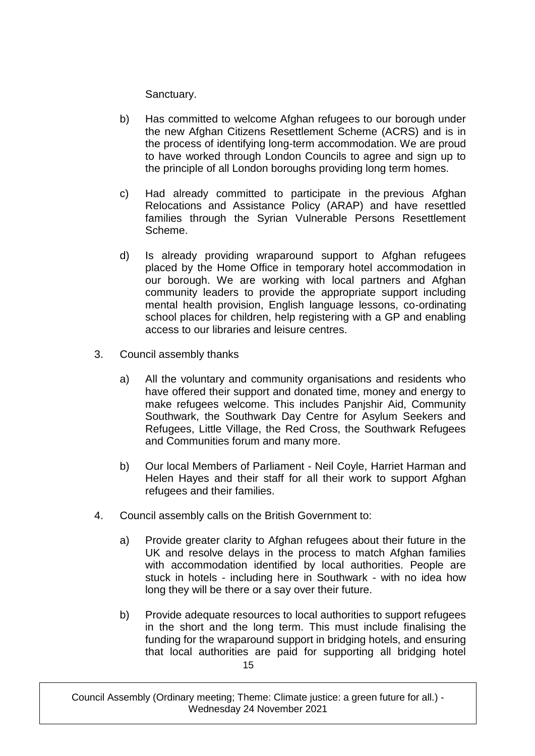Sanctuary.

b) Has committed to welcome Afghan refugees to our borough under the new Afghan Citizens Resettlement Scheme (ACRS) and is in the process of identifying long-term accommodation. We are proud to have worked through London Councils to agree and sign up to the principle of all London boroughs providing long term homes.

c) Had already committed to participate in the previous Afghan Relocations and Assistance Policy (ARAP) and have resettled families through the Syrian Vulnerable Persons Resettlement Scheme.

d) Is already providing wraparound support to Afghan refugees placed by the Home Office in temporary hotel accommodation in our borough. We are working with local partners and Afghan community leaders to provide the appropriate support including mental health provision, English language lessons, co-ordinating school places for children, help registering with a GP and enabling access to our libraries and leisure centres.

3. Council assembly thanks

a) All the voluntary and community organisations and residents who have offered their support and donated time, money and energy to make refugees welcome. This includes Panjshir Aid, Community Southwark, the Southwark Day Centre for Asylum Seekers and Refugees, Little Village, the Red Cross, the Southwark Refugees and Communities forum and many more.

b) Our local Members of Parliament - Neil Coyle, Harriet Harman and Helen Hayes and their staff for all their work to support Afghan refugees and their families.

4. Council assembly calls on the British Government to:

a) Provide greater clarity to Afghan refugees about their future in the UK and resolve delays in the process to match Afghan families with accommodation identified by local authorities. People are stuck in hotels - including here in Southwark - with no idea how long they will be there or a say over their future.

b) Provide adequate resources to local authorities to support refugees in the short and the long term. This must include finalising the funding for the wraparound support in bridging hotels, and ensuring that local authorities are paid for supporting all bridging hotel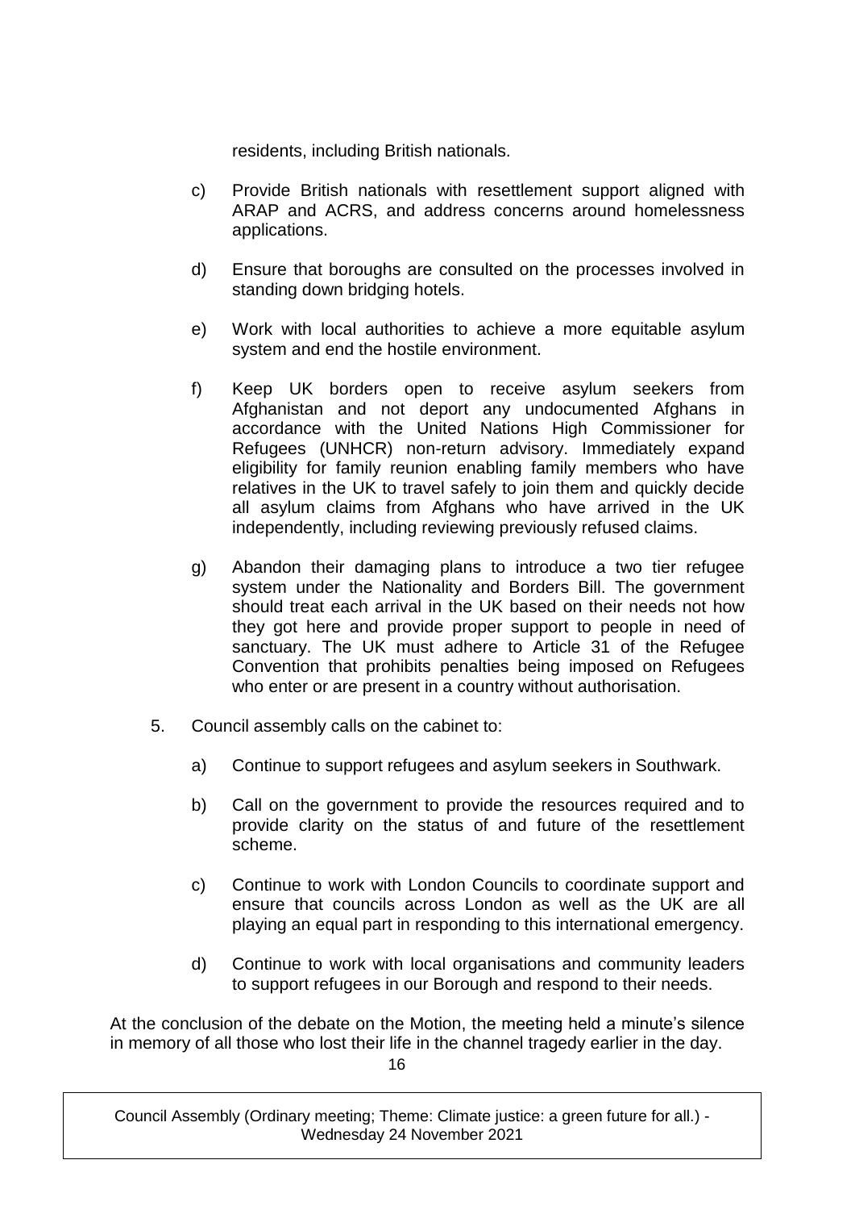residents, including British nationals.

c) Provide British nationals with resettlement support aligned with ARAP and ACRS, and address concerns around homelessness applications.

d) Ensure that boroughs are consulted on the processes involved in standing down bridging hotels.

e) Work with local authorities to achieve a more equitable asylum system and end the hostile environment.

f) Keep UK borders open to receive asylum seekers from Afghanistan and not deport any undocumented Afghans in accordance with the United Nations High Commissioner for Refugees (UNHCR) non-return advisory. Immediately expand eligibility for family reunion enabling family members who have relatives in the UK to travel safely to join them and quickly decide all asylum claims from Afghans who have arrived in the UK independently, including reviewing previously refused claims.

g) Abandon their damaging plans to introduce a two tier refugee system under the Nationality and Borders Bill. The government should treat each arrival in the UK based on their needs not how they got here and provide proper support to people in need of sanctuary. The UK must adhere to Article 31 of the Refugee Convention that prohibits penalties being imposed on Refugees who enter or are present in a country without authorisation.

5. Council assembly calls on the cabinet to:

    a) Continue to support refugees and asylum seekers in Southwark.

    b) Call on the government to provide the resources required and to provide clarity on the status of and future of the resettlement scheme.

    c) Continue to work with London Councils to coordinate support and ensure that councils across London as well as the UK are all playing an equal part in responding to this international emergency.

    d) Continue to work with local organisations and community leaders to support refugees in our Borough and respond to their needs.

At the conclusion of the debate on the Motion, the meeting held a minute's silence in memory of all those who lost their life in the channel tragedy earlier in the day.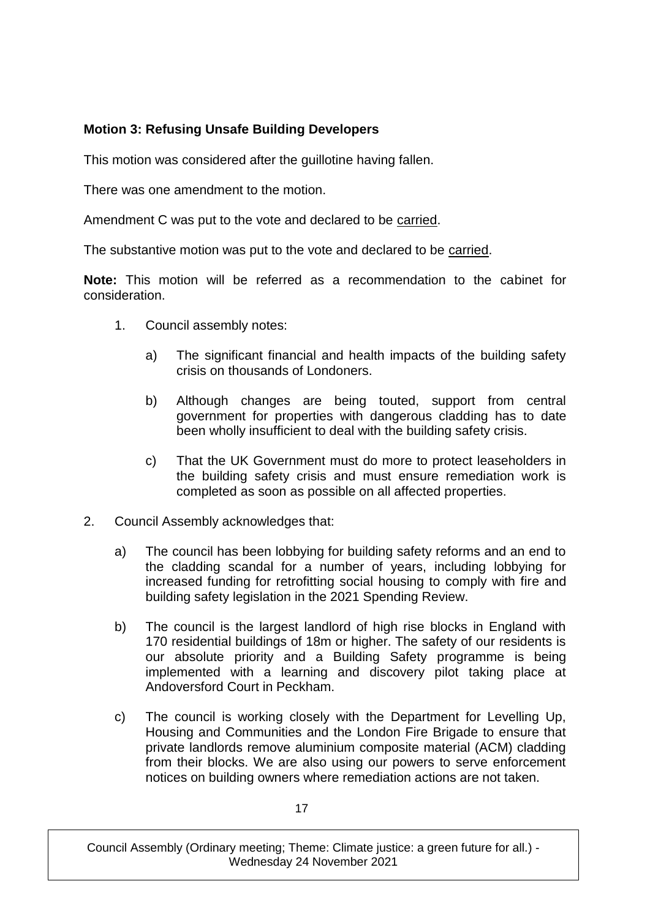**Motion 3: Refusing Unsafe Building Developers**

This motion was considered after the guillotine having fallen.

There was one amendment to the motion.

Amendment C was put to the vote and declared to be carried.

The substantive motion was put to the vote and declared to be carried.

**Note:** This motion will be referred as a recommendation to the cabinet for consideration.

1. Council assembly notes:

   a) The significant financial and health impacts of the building safety crisis on thousands of Londoners.

   b) Although changes are being touted, support from central government for properties with dangerous cladding has to date been wholly insufficient to deal with the building safety crisis.

   c) That the UK Government must do more to protect leaseholders in the building safety crisis and must ensure remediation work is completed as soon as possible on all affected properties.

2. Council Assembly acknowledges that:

   a) The council has been lobbying for building safety reforms and an end to the cladding scandal for a number of years, including lobbying for increased funding for retrofitting social housing to comply with fire and building safety legislation in the 2021 Spending Review.

   b) The council is the largest landlord of high rise blocks in England with 170 residential buildings of 18m or higher. The safety of our residents is our absolute priority and a Building Safety programme is being implemented with a learning and discovery pilot taking place at Andoversford Court in Peckham.

   c) The council is working closely with the Department for Levelling Up, Housing and Communities and the London Fire Brigade to ensure that private landlords remove aluminium composite material (ACM) cladding from their blocks. We are also using our powers to serve enforcement notices on building owners where remediation actions are not taken.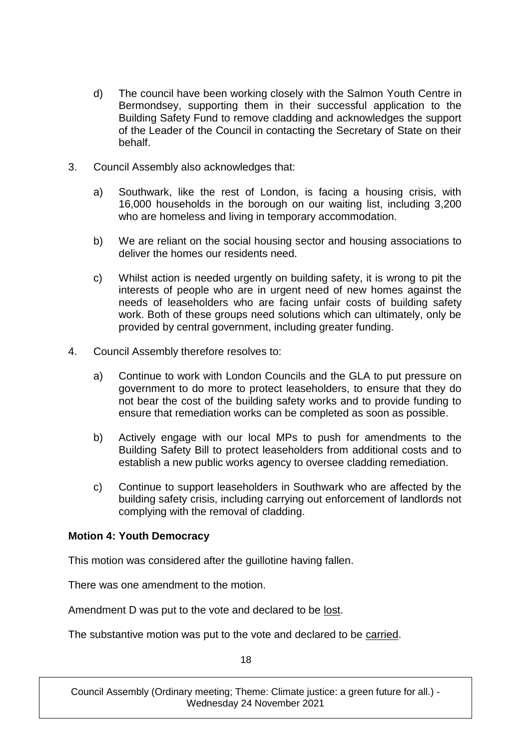d) The council have been working closely with the Salmon Youth Centre in Bermondsey, supporting them in their successful application to the Building Safety Fund to remove cladding and acknowledges the support of the Leader of the Council in contacting the Secretary of State on their behalf.

3. Council Assembly also acknowledges that:

   a) Southwark, like the rest of London, is facing a housing crisis, with 16,000 households in the borough on our waiting list, including 3,200 who are homeless and living in temporary accommodation.

   b) We are reliant on the social housing sector and housing associations to deliver the homes our residents need.

   c) Whilst action is needed urgently on building safety, it is wrong to pit the interests of people who are in urgent need of new homes against the needs of leaseholders who are facing unfair costs of building safety work. Both of these groups need solutions which can ultimately, only be provided by central government, including greater funding.

4. Council Assembly therefore resolves to:

   a) Continue to work with London Councils and the GLA to put pressure on government to do more to protect leaseholders, to ensure that they do not bear the cost of the building safety works and to provide funding to ensure that remediation works can be completed as soon as possible.

   b) Actively engage with our local MPs to push for amendments to the Building Safety Bill to protect leaseholders from additional costs and to establish a new public works agency to oversee cladding remediation.

   c) Continue to support leaseholders in Southwark who are affected by the building safety crisis, including carrying out enforcement of landlords not complying with the removal of cladding.

**Motion 4: Youth Democracy**

This motion was considered after the guillotine having fallen.

There was one amendment to the motion.

Amendment D was put to the vote and declared to be lost.

The substantive motion was put to the vote and declared to be carried.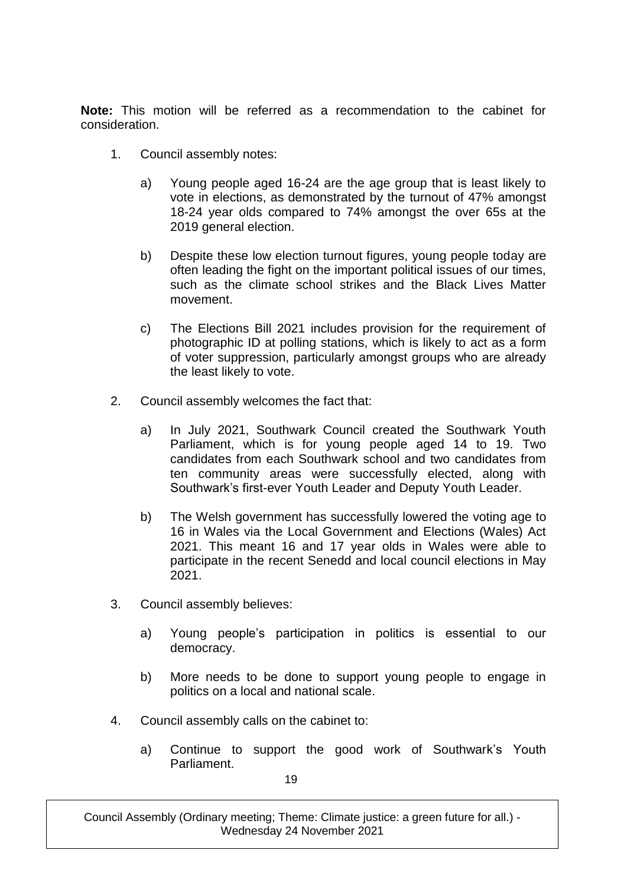**Note:** This motion will be referred as a recommendation to the cabinet for consideration.

1. Council assembly notes:

   a) Young people aged 16-24 are the age group that is least likely to vote in elections, as demonstrated by the turnout of 47% amongst 18-24 year olds compared to 74% amongst the over 65s at the 2019 general election.

   b) Despite these low election turnout figures, young people today are often leading the fight on the important political issues of our times, such as the climate school strikes and the Black Lives Matter movement.

   c) The Elections Bill 2021 includes provision for the requirement of photographic ID at polling stations, which is likely to act as a form of voter suppression, particularly amongst groups who are already the least likely to vote.

2. Council assembly welcomes the fact that:

   a) In July 2021, Southwark Council created the Southwark Youth Parliament, which is for young people aged 14 to 19. Two candidates from each Southwark school and two candidates from ten community areas were successfully elected, along with Southwark's first-ever Youth Leader and Deputy Youth Leader.

   b) The Welsh government has successfully lowered the voting age to 16 in Wales via the Local Government and Elections (Wales) Act 2021. This meant 16 and 17 year olds in Wales were able to participate in the recent Senedd and local council elections in May 2021.

3. Council assembly believes:

   a) Young people's participation in politics is essential to our democracy.

   b) More needs to be done to support young people to engage in politics on a local and national scale.

4. Council assembly calls on the cabinet to:

   a) Continue to support the good work of Southwark's Youth Parliament.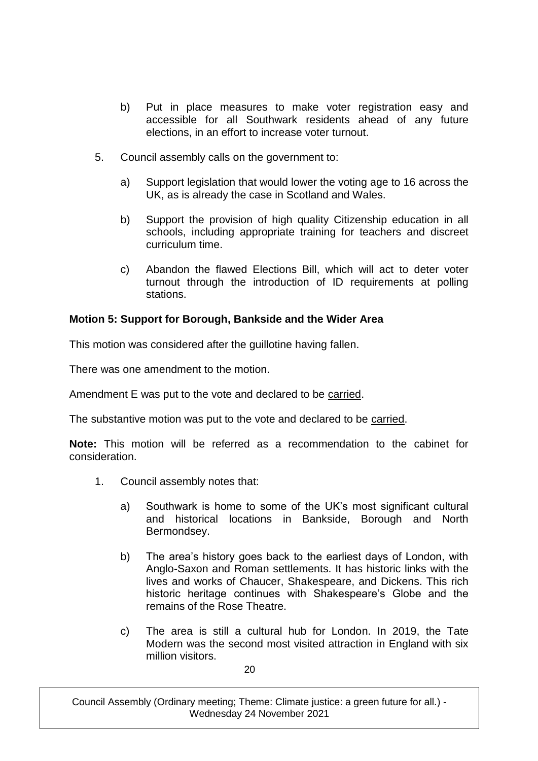b) Put in place measures to make voter registration easy and accessible for all Southwark residents ahead of any future elections, in an effort to increase voter turnout.

5. Council assembly calls on the government to:

    a) Support legislation that would lower the voting age to 16 across the UK, as is already the case in Scotland and Wales.

    b) Support the provision of high quality Citizenship education in all schools, including appropriate training for teachers and discreet curriculum time.

    c) Abandon the flawed Elections Bill, which will act to deter voter turnout through the introduction of ID requirements at polling stations.

**Motion 5: Support for Borough, Bankside and the Wider Area**

This motion was considered after the guillotine having fallen.

There was one amendment to the motion.

Amendment E was put to the vote and declared to be carried.

The substantive motion was put to the vote and declared to be carried.

**Note:** This motion will be referred as a recommendation to the cabinet for consideration.

1. Council assembly notes that:

    a) Southwark is home to some of the UK's most significant cultural and historical locations in Bankside, Borough and North Bermondsey.

    b) The area's history goes back to the earliest days of London, with Anglo-Saxon and Roman settlements. It has historic links with the lives and works of Chaucer, Shakespeare, and Dickens. This rich historic heritage continues with Shakespeare's Globe and the remains of the Rose Theatre.

    c) The area is still a cultural hub for London. In 2019, the Tate Modern was the second most visited attraction in England with six million visitors.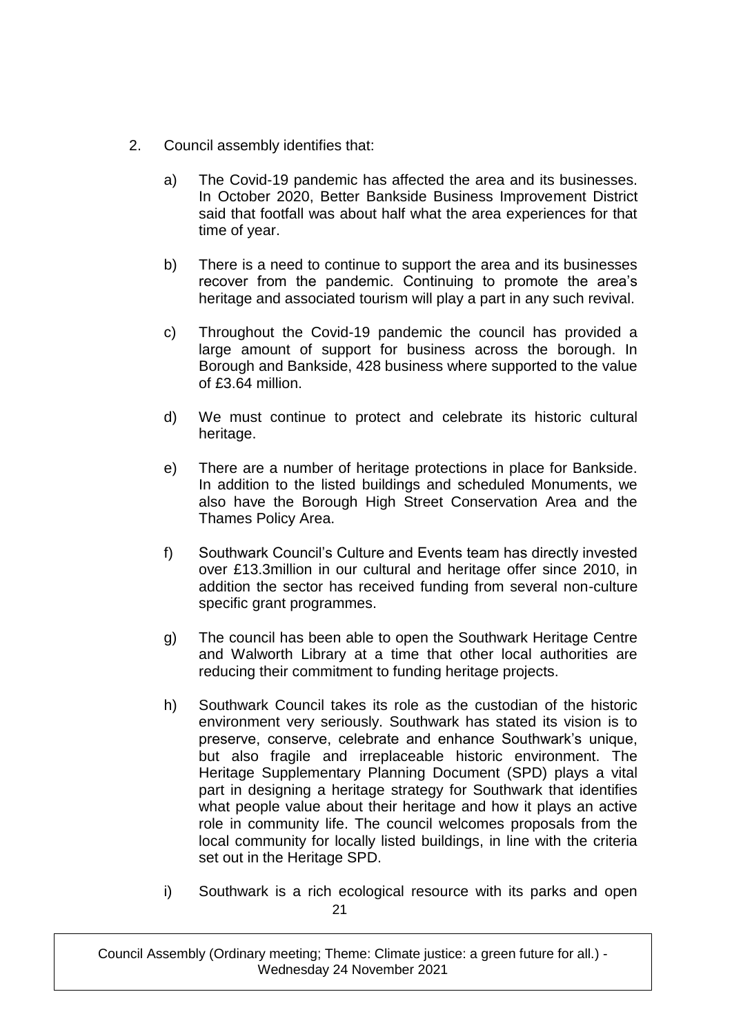2. Council assembly identifies that:

   a) The Covid-19 pandemic has affected the area and its businesses. In October 2020, Better Bankside Business Improvement District said that footfall was about half what the area experiences for that time of year.

   b) There is a need to continue to support the area and its businesses recover from the pandemic. Continuing to promote the area's heritage and associated tourism will play a part in any such revival.

   c) Throughout the Covid-19 pandemic the council has provided a large amount of support for business across the borough. In Borough and Bankside, 428 business where supported to the value of £3.64 million.

   d) We must continue to protect and celebrate its historic cultural heritage.

   e) There are a number of heritage protections in place for Bankside. In addition to the listed buildings and scheduled Monuments, we also have the Borough High Street Conservation Area and the Thames Policy Area.

   f) Southwark Council's Culture and Events team has directly invested over £13.3million in our cultural and heritage offer since 2010, in addition the sector has received funding from several non-culture specific grant programmes.

   g) The council has been able to open the Southwark Heritage Centre and Walworth Library at a time that other local authorities are reducing their commitment to funding heritage projects.

   h) Southwark Council takes its role as the custodian of the historic environment very seriously. Southwark has stated its vision is to preserve, conserve, celebrate and enhance Southwark's unique, but also fragile and irreplaceable historic environment. The Heritage Supplementary Planning Document (SPD) plays a vital part in designing a heritage strategy for Southwark that identifies what people value about their heritage and how it plays an active role in community life. The council welcomes proposals from the local community for locally listed buildings, in line with the criteria set out in the Heritage SPD.

   i) Southwark is a rich ecological resource with its parks and open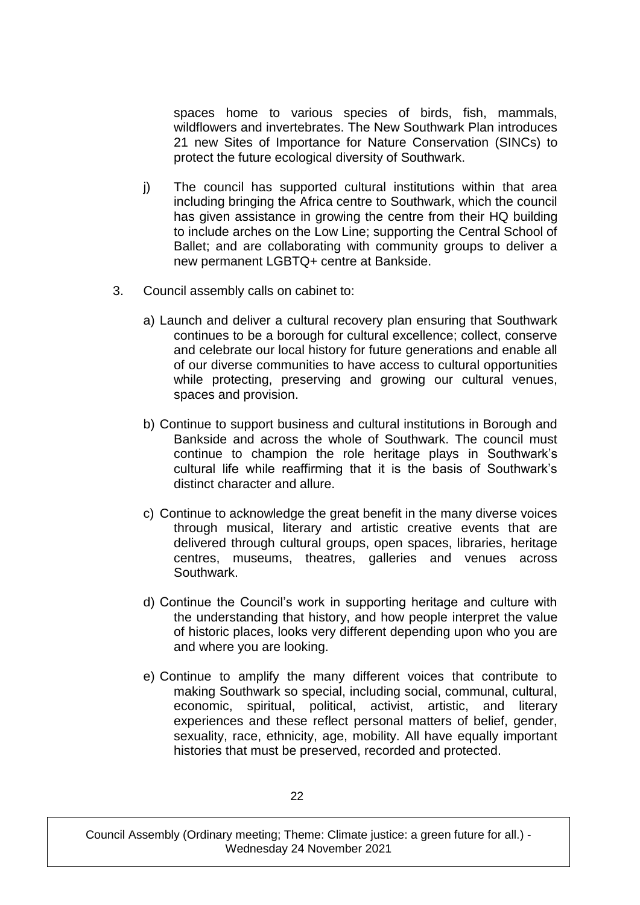spaces home to various species of birds, fish, mammals, wildflowers and invertebrates. The New Southwark Plan introduces 21 new Sites of Importance for Nature Conservation (SINCs) to protect the future ecological diversity of Southwark.

j) The council has supported cultural institutions within that area including bringing the Africa centre to Southwark, which the council has given assistance in growing the centre from their HQ building to include arches on the Low Line; supporting the Central School of Ballet; and are collaborating with community groups to deliver a new permanent LGBTQ+ centre at Bankside.

3. Council assembly calls on cabinet to:

   a) Launch and deliver a cultural recovery plan ensuring that Southwark continues to be a borough for cultural excellence; collect, conserve and celebrate our local history for future generations and enable all of our diverse communities to have access to cultural opportunities while protecting, preserving and growing our cultural venues, spaces and provision.

   b) Continue to support business and cultural institutions in Borough and Bankside and across the whole of Southwark. The council must continue to champion the role heritage plays in Southwark's cultural life while reaffirming that it is the basis of Southwark's distinct character and allure.

   c) Continue to acknowledge the great benefit in the many diverse voices through musical, literary and artistic creative events that are delivered through cultural groups, open spaces, libraries, heritage centres, museums, theatres, galleries and venues across Southwark.

   d) Continue the Council's work in supporting heritage and culture with the understanding that history, and how people interpret the value of historic places, looks very different depending upon who you are and where you are looking.

   e) Continue to amplify the many different voices that contribute to making Southwark so special, including social, communal, cultural, economic, spiritual, political, activist, artistic, and literary experiences and these reflect personal matters of belief, gender, sexuality, race, ethnicity, age, mobility. All have equally important histories that must be preserved, recorded and protected.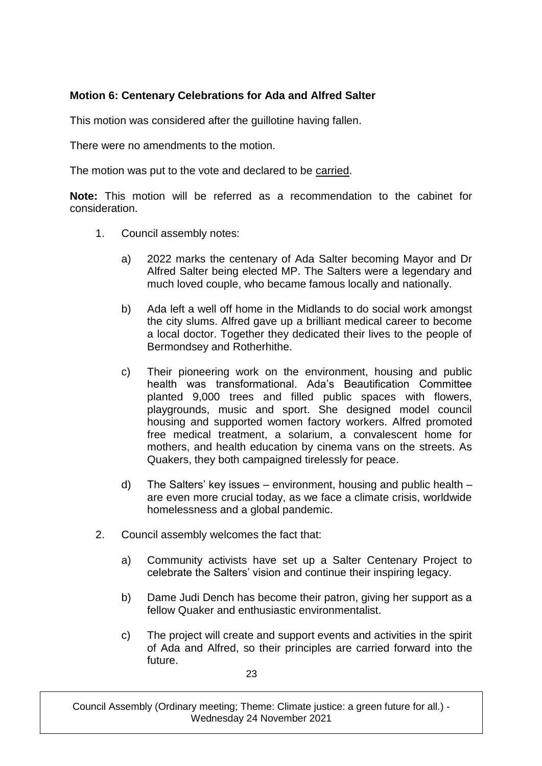**Motion 6: Centenary Celebrations for Ada and Alfred Salter**

This motion was considered after the guillotine having fallen.

There were no amendments to the motion.

The motion was put to the vote and declared to be carried.

**Note:** This motion will be referred as a recommendation to the cabinet for consideration.

1. Council assembly notes:

   a) 2022 marks the centenary of Ada Salter becoming Mayor and Dr Alfred Salter being elected MP. The Salters were a legendary and much loved couple, who became famous locally and nationally.

   b) Ada left a well off home in the Midlands to do social work amongst the city slums. Alfred gave up a brilliant medical career to become a local doctor. Together they dedicated their lives to the people of Bermondsey and Rotherhithe.

   c) Their pioneering work on the environment, housing and public health was transformational. Ada's Beautification Committee planted 9,000 trees and filled public spaces with flowers, playgrounds, music and sport. She designed model council housing and supported women factory workers. Alfred promoted free medical treatment, a solarium, a convalescent home for mothers, and health education by cinema vans on the streets. As Quakers, they both campaigned tirelessly for peace.

   d) The Salters' key issues – environment, housing and public health – are even more crucial today, as we face a climate crisis, worldwide homelessness and a global pandemic.

2. Council assembly welcomes the fact that:

   a) Community activists have set up a Salter Centenary Project to celebrate the Salters' vision and continue their inspiring legacy.

   b) Dame Judi Dench has become their patron, giving her support as a fellow Quaker and enthusiastic environmentalist.

   c) The project will create and support events and activities in the spirit of Ada and Alfred, so their principles are carried forward into the future.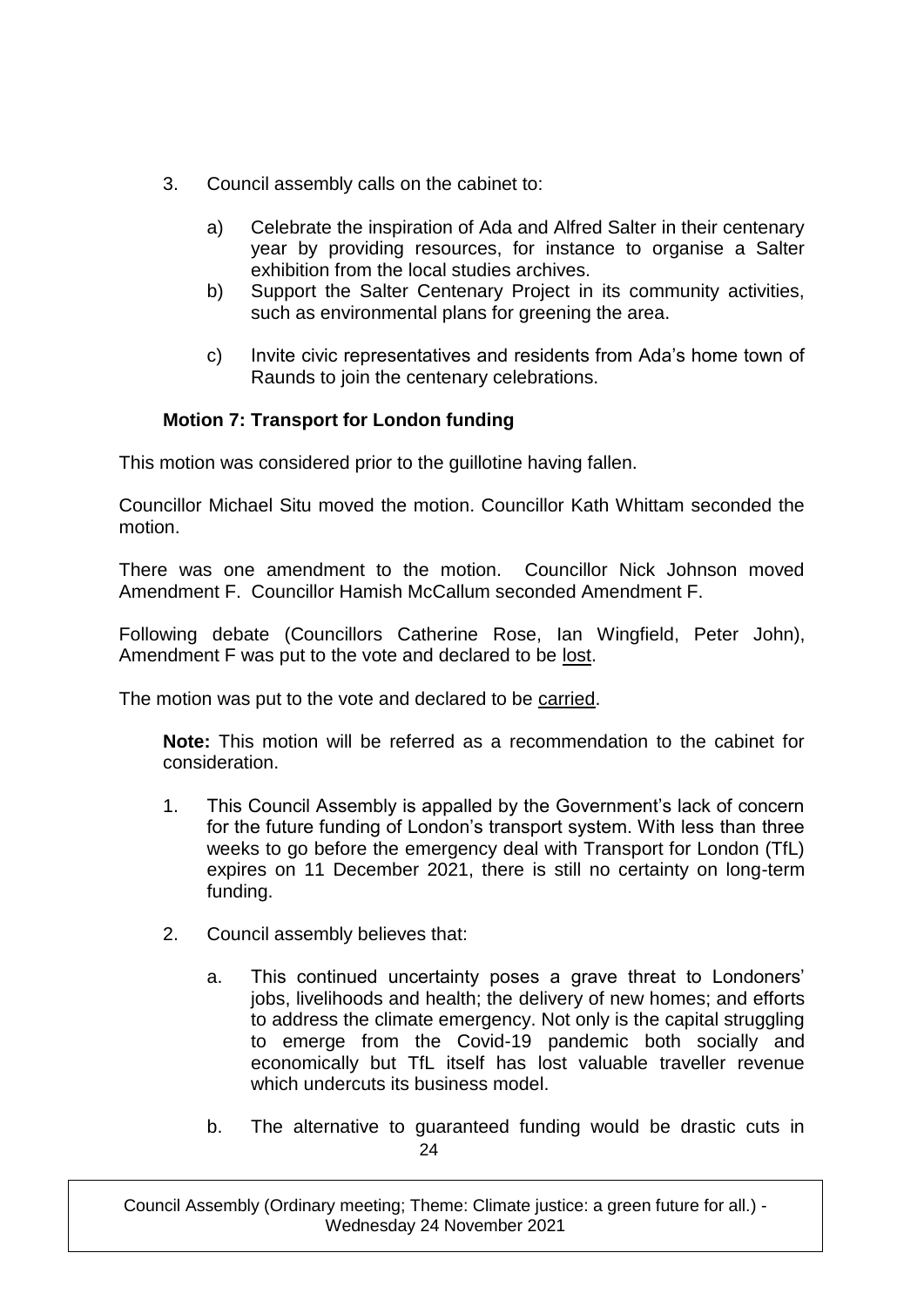3. Council assembly calls on the cabinet to:

    a) Celebrate the inspiration of Ada and Alfred Salter in their centenary year by providing resources, for instance to organise a Salter exhibition from the local studies archives.
    b) Support the Salter Centenary Project in its community activities, such as environmental plans for greening the area.
    c) Invite civic representatives and residents from Ada's home town of Raunds to join the centenary celebrations.

### Motion 7: Transport for London funding

This motion was considered prior to the guillotine having fallen.

Councillor Michael Situ moved the motion. Councillor Kath Whittam seconded the motion.

There was one amendment to the motion. Councillor Nick Johnson moved Amendment F. Councillor Hamish McCallum seconded Amendment F.

Following debate (Councillors Catherine Rose, Ian Wingfield, Peter John), Amendment F was put to the vote and declared to be lost.

The motion was put to the vote and declared to be carried.

**Note:** This motion will be referred as a recommendation to the cabinet for consideration.

1. This Council Assembly is appalled by the Government's lack of concern for the future funding of London's transport system. With less than three weeks to go before the emergency deal with Transport for London (TfL) expires on 11 December 2021, there is still no certainty on long-term funding.

2. Council assembly believes that:

    a. This continued uncertainty poses a grave threat to Londoners' jobs, livelihoods and health; the delivery of new homes; and efforts to address the climate emergency. Not only is the capital struggling to emerge from the Covid-19 pandemic both socially and economically but TfL itself has lost valuable traveller revenue which undercuts its business model.

    b. The alternative to guaranteed funding would be drastic cuts in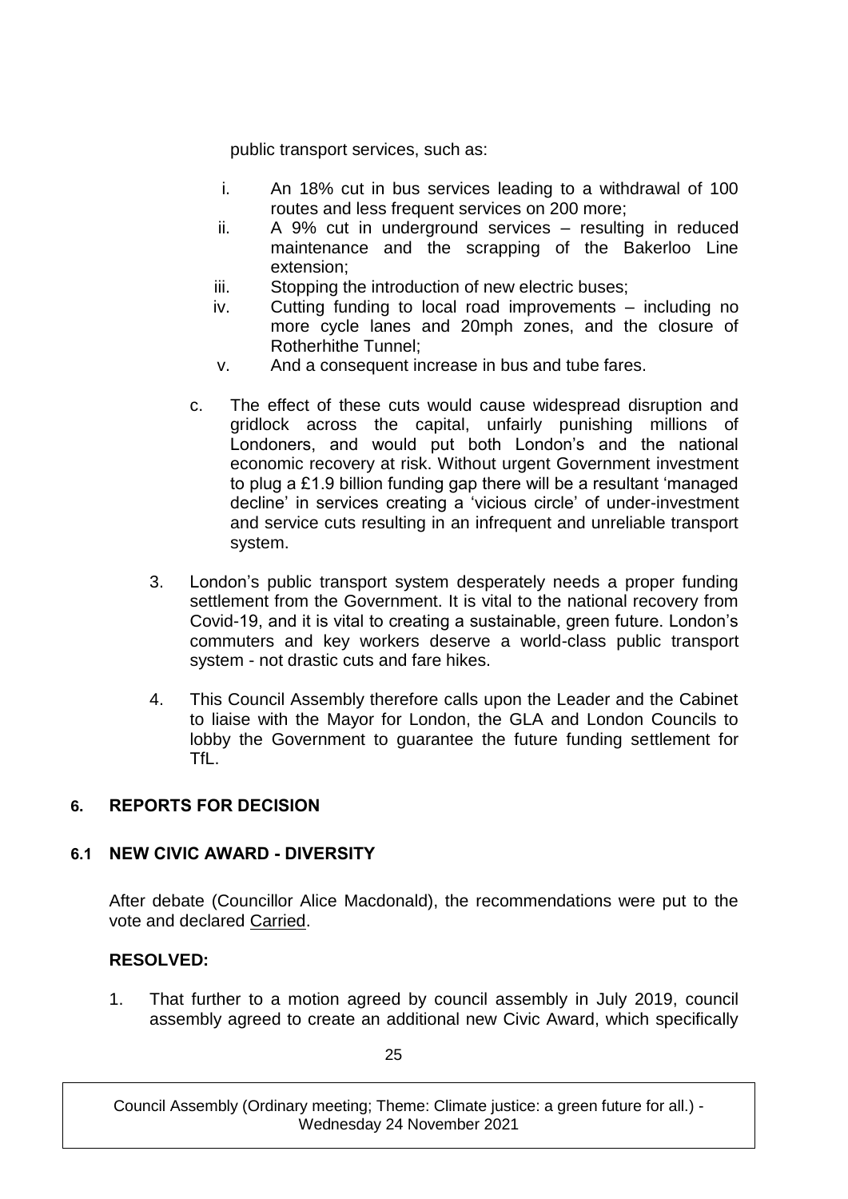public transport services, such as:

i. An 18% cut in bus services leading to a withdrawal of 100 routes and less frequent services on 200 more;
ii. A 9% cut in underground services – resulting in reduced maintenance and the scrapping of the Bakerloo Line extension;
iii. Stopping the introduction of new electric buses;
iv. Cutting funding to local road improvements – including no more cycle lanes and 20mph zones, and the closure of Rotherhithe Tunnel;
v. And a consequent increase in bus and tube fares.

c. The effect of these cuts would cause widespread disruption and gridlock across the capital, unfairly punishing millions of Londoners, and would put both London's and the national economic recovery at risk. Without urgent Government investment to plug a £1.9 billion funding gap there will be a resultant 'managed decline' in services creating a 'vicious circle' of under-investment and service cuts resulting in an infrequent and unreliable transport system.

3. London's public transport system desperately needs a proper funding settlement from the Government. It is vital to the national recovery from Covid-19, and it is vital to creating a sustainable, green future. London's commuters and key workers deserve a world-class public transport system - not drastic cuts and fare hikes.

4. This Council Assembly therefore calls upon the Leader and the Cabinet to liaise with the Mayor for London, the GLA and London Councils to lobby the Government to guarantee the future funding settlement for TfL.

## 6. REPORTS FOR DECISION

### 6.1 NEW CIVIC AWARD - DIVERSITY

After debate (Councillor Alice Macdonald), the recommendations were put to the vote and declared Carried.

**RESOLVED:**

1. That further to a motion agreed by council assembly in July 2019, council assembly agreed to create an additional new Civic Award, which specifically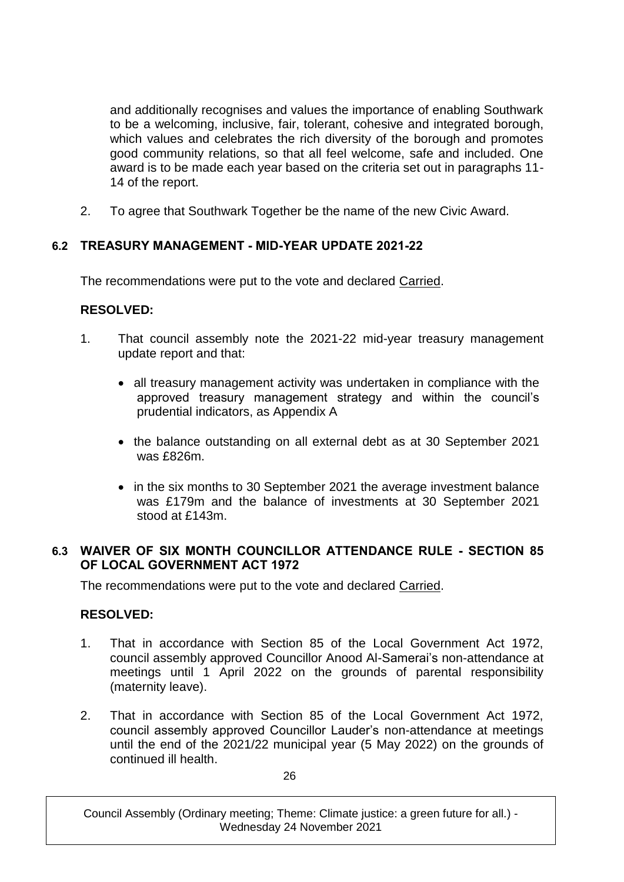and additionally recognises and values the importance of enabling Southwark to be a welcoming, inclusive, fair, tolerant, cohesive and integrated borough, which values and celebrates the rich diversity of the borough and promotes good community relations, so that all feel welcome, safe and included. One award is to be made each year based on the criteria set out in paragraphs 11-14 of the report.

2. To agree that Southwark Together be the name of the new Civic Award.

### 6.2 TREASURY MANAGEMENT - MID-YEAR UPDATE 2021-22

The recommendations were put to the vote and declared Carried.

**RESOLVED:**

1. That council assembly note the 2021-22 mid-year treasury management update report and that:

   - all treasury management activity was undertaken in compliance with the approved treasury management strategy and within the council's prudential indicators, as Appendix A
   - the balance outstanding on all external debt as at 30 September 2021 was £826m.
   - in the six months to 30 September 2021 the average investment balance was £179m and the balance of investments at 30 September 2021 stood at £143m.

### 6.3 WAIVER OF SIX MONTH COUNCILLOR ATTENDANCE RULE - SECTION 85 OF LOCAL GOVERNMENT ACT 1972

The recommendations were put to the vote and declared Carried.

**RESOLVED:**

1. That in accordance with Section 85 of the Local Government Act 1972, council assembly approved Councillor Anood Al-Samerai's non-attendance at meetings until 1 April 2022 on the grounds of parental responsibility (maternity leave).

2. That in accordance with Section 85 of the Local Government Act 1972, council assembly approved Councillor Lauder's non-attendance at meetings until the end of the 2021/22 municipal year (5 May 2022) on the grounds of continued ill health.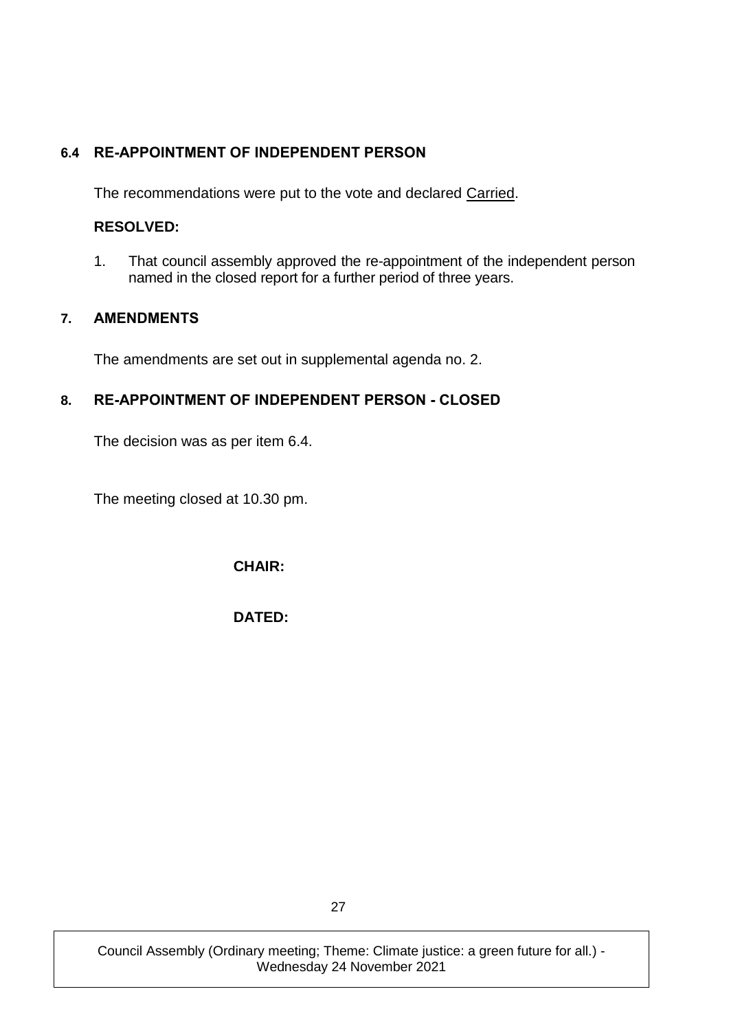### 6.4 RE-APPOINTMENT OF INDEPENDENT PERSON

The recommendations were put to the vote and declared Carried.

**RESOLVED:**

1. That council assembly approved the re-appointment of the independent person named in the closed report for a further period of three years.

## 7. AMENDMENTS

The amendments are set out in supplemental agenda no. 2.

## 8. RE-APPOINTMENT OF INDEPENDENT PERSON - CLOSED

The decision was as per item 6.4.

The meeting closed at 10.30 pm.

**CHAIR:**

**DATED:**